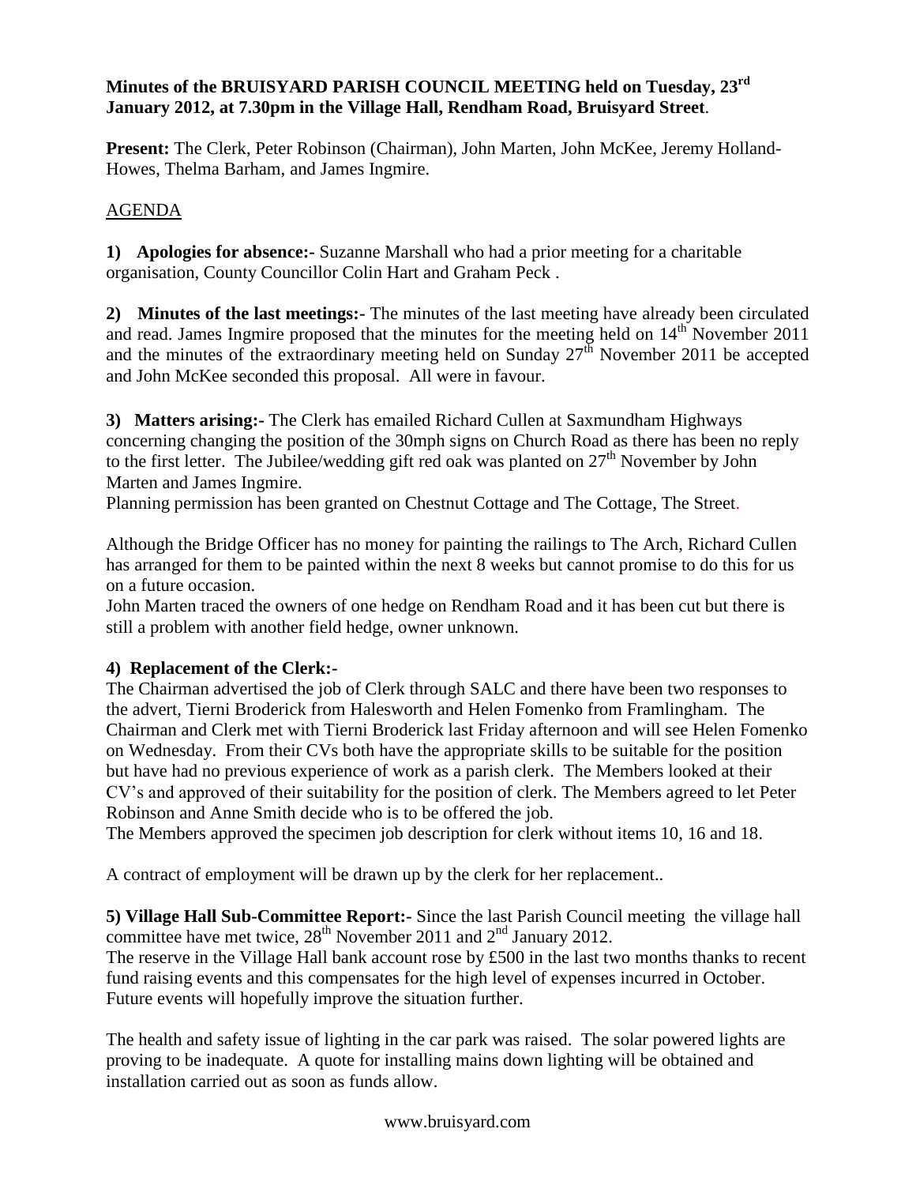**Minutes of the BRUISYARD PARISH COUNCIL MEETING held on Tuesday, 23rd January 2012, at 7.30pm in the Village Hall, Rendham Road, Bruisyard Street**.

**Present:** The Clerk, Peter Robinson (Chairman), John Marten, John McKee, Jeremy Holland-Howes, Thelma Barham, and James Ingmire.

AGENDA

**1) Apologies for absence:-** Suzanne Marshall who had a prior meeting for a charitable organisation, County Councillor Colin Hart and Graham Peck .

**2) Minutes of the last meetings:-** The minutes of the last meeting have already been circulated and read. James Ingmire proposed that the minutes for the meeting held on 14th November 2011 and the minutes of the extraordinary meeting held on Sunday 27th November 2011 be accepted and John McKee seconded this proposal. All were in favour.

**3) Matters arising:-** The Clerk has emailed Richard Cullen at Saxmundham Highways concerning changing the position of the 30mph signs on Church Road as there has been no reply to the first letter. The Jubilee/wedding gift red oak was planted on 27th November by John Marten and James Ingmire.

Planning permission has been granted on Chestnut Cottage and The Cottage, The Street.

Although the Bridge Officer has no money for painting the railings to The Arch, Richard Cullen has arranged for them to be painted within the next 8 weeks but cannot promise to do this for us on a future occasion.

John Marten traced the owners of one hedge on Rendham Road and it has been cut but there is still a problem with another field hedge, owner unknown.

**4) Replacement of the Clerk:-**

The Chairman advertised the job of Clerk through SALC and there have been two responses to the advert, Tierni Broderick from Halesworth and Helen Fomenko from Framlingham. The Chairman and Clerk met with Tierni Broderick last Friday afternoon and will see Helen Fomenko on Wednesday. From their CVs both have the appropriate skills to be suitable for the position but have had no previous experience of work as a parish clerk. The Members looked at their CV's and approved of their suitability for the position of clerk. The Members agreed to let Peter Robinson and Anne Smith decide who is to be offered the job.

The Members approved the specimen job description for clerk without items 10, 16 and 18.

A contract of employment will be drawn up by the clerk for her replacement..

**5) Village Hall Sub-Committee Report:-** Since the last Parish Council meeting the village hall committee have met twice, 28th November 2011 and 2nd January 2012.

The reserve in the Village Hall bank account rose by £500 in the last two months thanks to recent fund raising events and this compensates for the high level of expenses incurred in October. Future events will hopefully improve the situation further.

The health and safety issue of lighting in the car park was raised. The solar powered lights are proving to be inadequate. A quote for installing mains down lighting will be obtained and installation carried out as soon as funds allow.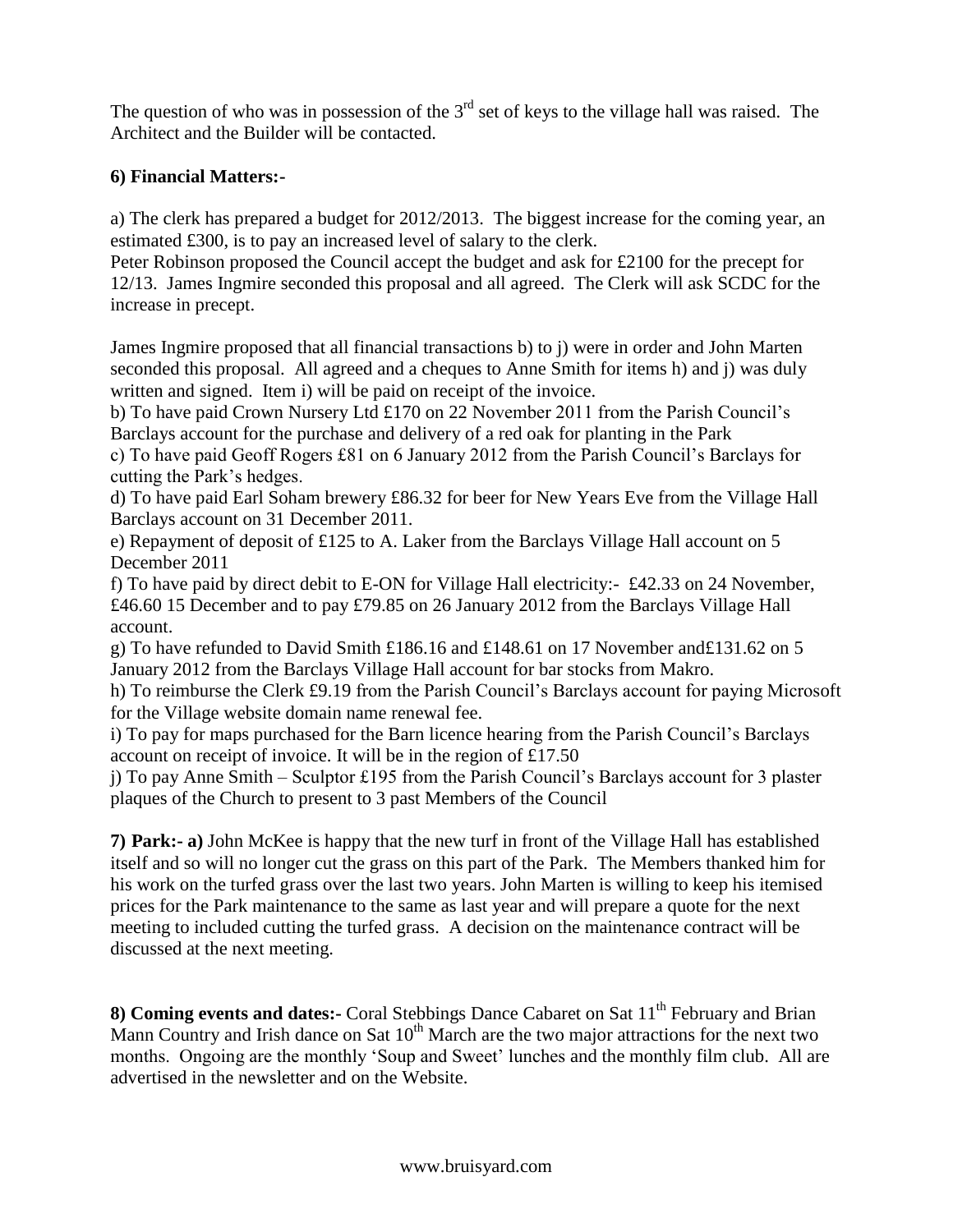The question of who was in possession of the 3rd set of keys to the village hall was raised. The Architect and the Builder will be contacted.

**6) Financial Matters:-**

a) The clerk has prepared a budget for 2012/2013. The biggest increase for the coming year, an estimated £300, is to pay an increased level of salary to the clerk.
Peter Robinson proposed the Council accept the budget and ask for £2100 for the precept for 12/13. James Ingmire seconded this proposal and all agreed. The Clerk will ask SCDC for the increase in precept.

James Ingmire proposed that all financial transactions b) to j) were in order and John Marten seconded this proposal. All agreed and a cheques to Anne Smith for items h) and j) was duly written and signed. Item i) will be paid on receipt of the invoice.
b) To have paid Crown Nursery Ltd £170 on 22 November 2011 from the Parish Council's Barclays account for the purchase and delivery of a red oak for planting in the Park
c) To have paid Geoff Rogers £81 on 6 January 2012 from the Parish Council's Barclays for cutting the Park's hedges.
d) To have paid Earl Soham brewery £86.32 for beer for New Years Eve from the Village Hall Barclays account on 31 December 2011.
e) Repayment of deposit of £125 to A. Laker from the Barclays Village Hall account on 5 December 2011
f) To have paid by direct debit to E-ON for Village Hall electricity:- £42.33 on 24 November, £46.60 15 December and to pay £79.85 on 26 January 2012 from the Barclays Village Hall account.
g) To have refunded to David Smith £186.16 and £148.61 on 17 November and£131.62 on 5 January 2012 from the Barclays Village Hall account for bar stocks from Makro.
h) To reimburse the Clerk £9.19 from the Parish Council's Barclays account for paying Microsoft for the Village website domain name renewal fee.
i) To pay for maps purchased for the Barn licence hearing from the Parish Council's Barclays account on receipt of invoice. It will be in the region of £17.50
j) To pay Anne Smith – Sculptor £195 from the Parish Council's Barclays account for 3 plaster plaques of the Church to present to 3 past Members of the Council

**7) Park:- a)** John McKee is happy that the new turf in front of the Village Hall has established itself and so will no longer cut the grass on this part of the Park. The Members thanked him for his work on the turfed grass over the last two years. John Marten is willing to keep his itemised prices for the Park maintenance to the same as last year and will prepare a quote for the next meeting to included cutting the turfed grass. A decision on the maintenance contract will be discussed at the next meeting.

**8) Coming events and dates:-** Coral Stebbings Dance Cabaret on Sat 11th February and Brian Mann Country and Irish dance on Sat 10th March are the two major attractions for the next two months. Ongoing are the monthly 'Soup and Sweet' lunches and the monthly film club. All are advertised in the newsletter and on the Website.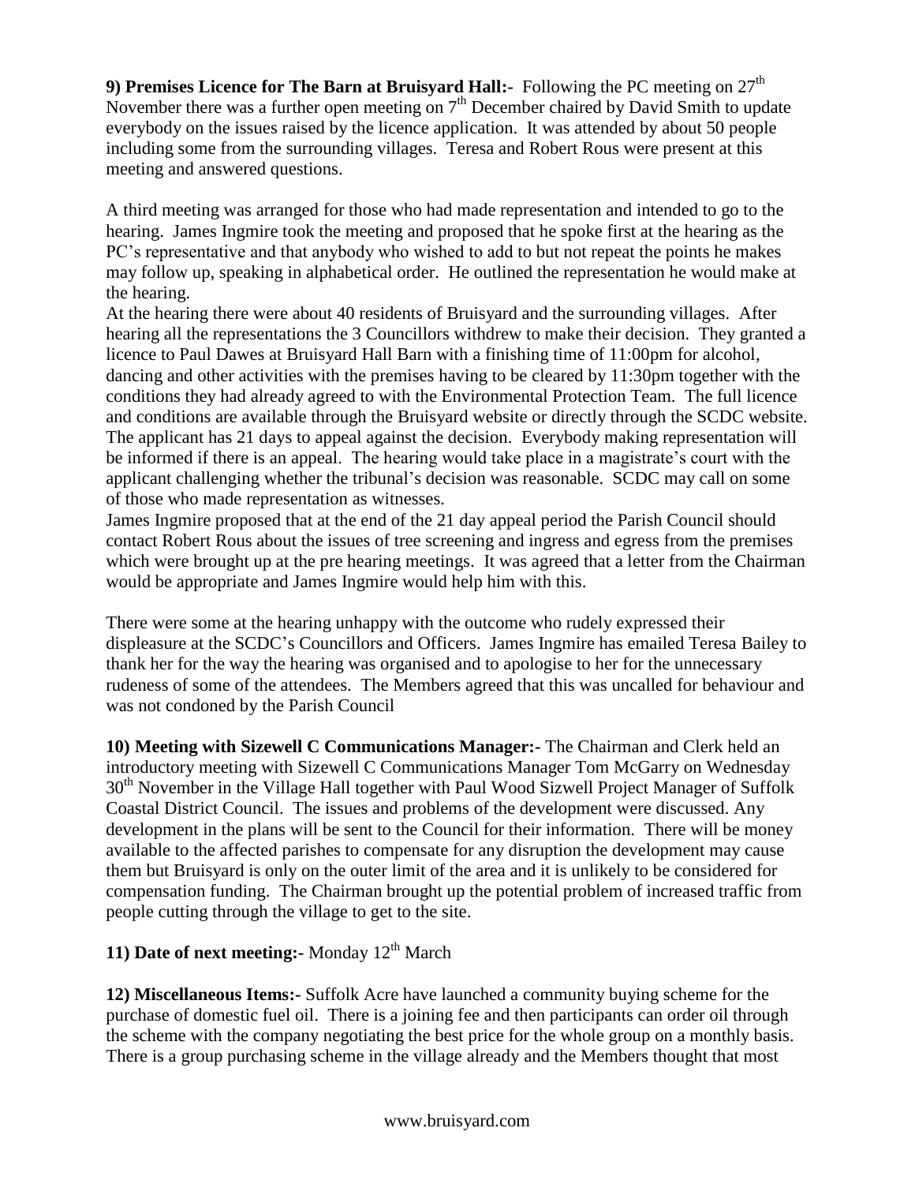**9) Premises Licence for The Barn at Bruisyard Hall:-** Following the PC meeting on 27th November there was a further open meeting on 7th December chaired by David Smith to update everybody on the issues raised by the licence application. It was attended by about 50 people including some from the surrounding villages. Teresa and Robert Rous were present at this meeting and answered questions.

A third meeting was arranged for those who had made representation and intended to go to the hearing. James Ingmire took the meeting and proposed that he spoke first at the hearing as the PC's representative and that anybody who wished to add to but not repeat the points he makes may follow up, speaking in alphabetical order. He outlined the representation he would make at the hearing.

At the hearing there were about 40 residents of Bruisyard and the surrounding villages. After hearing all the representations the 3 Councillors withdrew to make their decision. They granted a licence to Paul Dawes at Bruisyard Hall Barn with a finishing time of 11:00pm for alcohol, dancing and other activities with the premises having to be cleared by 11:30pm together with the conditions they had already agreed to with the Environmental Protection Team. The full licence and conditions are available through the Bruisyard website or directly through the SCDC website. The applicant has 21 days to appeal against the decision. Everybody making representation will be informed if there is an appeal. The hearing would take place in a magistrate's court with the applicant challenging whether the tribunal's decision was reasonable. SCDC may call on some of those who made representation as witnesses.

James Ingmire proposed that at the end of the 21 day appeal period the Parish Council should contact Robert Rous about the issues of tree screening and ingress and egress from the premises which were brought up at the pre hearing meetings. It was agreed that a letter from the Chairman would be appropriate and James Ingmire would help him with this.

There were some at the hearing unhappy with the outcome who rudely expressed their displeasure at the SCDC's Councillors and Officers. James Ingmire has emailed Teresa Bailey to thank her for the way the hearing was organised and to apologise to her for the unnecessary rudeness of some of the attendees. The Members agreed that this was uncalled for behaviour and was not condoned by the Parish Council

**10) Meeting with Sizewell C Communications Manager:-** The Chairman and Clerk held an introductory meeting with Sizewell C Communications Manager Tom McGarry on Wednesday 30th November in the Village Hall together with Paul Wood Sizwell Project Manager of Suffolk Coastal District Council. The issues and problems of the development were discussed. Any development in the plans will be sent to the Council for their information. There will be money available to the affected parishes to compensate for any disruption the development may cause them but Bruisyard is only on the outer limit of the area and it is unlikely to be considered for compensation funding. The Chairman brought up the potential problem of increased traffic from people cutting through the village to get to the site.

**11) Date of next meeting:-** Monday 12th March

**12) Miscellaneous Items:-** Suffolk Acre have launched a community buying scheme for the purchase of domestic fuel oil. There is a joining fee and then participants can order oil through the scheme with the company negotiating the best price for the whole group on a monthly basis. There is a group purchasing scheme in the village already and the Members thought that most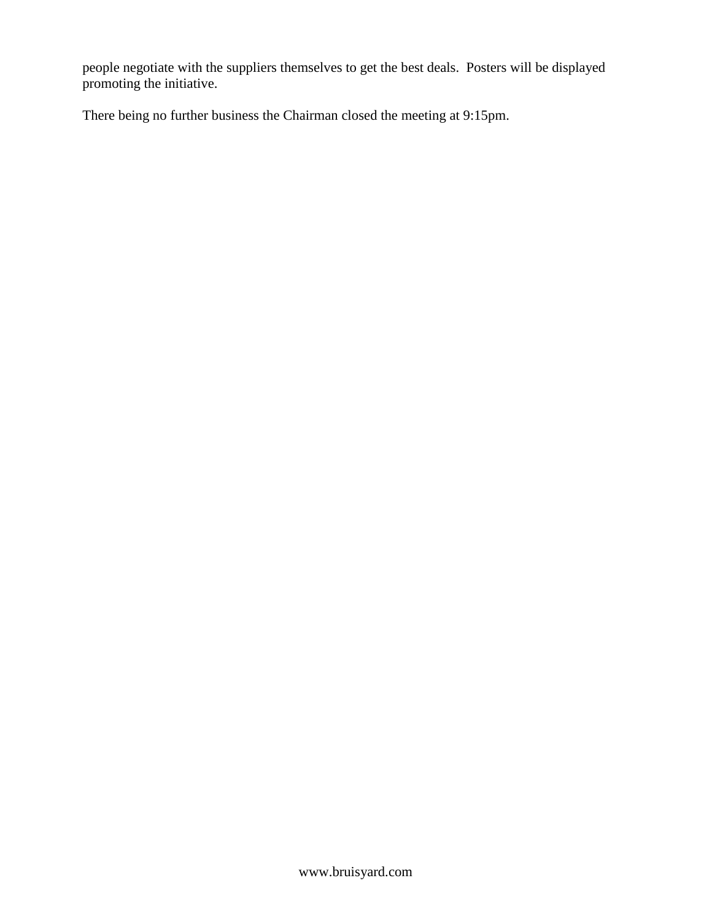people negotiate with the suppliers themselves to get the best deals. Posters will be displayed promoting the initiative.

There being no further business the Chairman closed the meeting at 9:15pm.